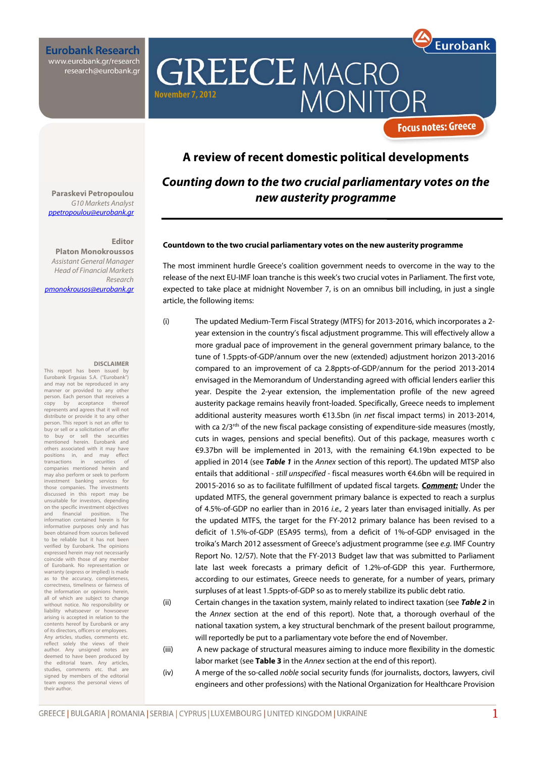**Eurobank Research**
www.eurobank.gr/research
research@eurobank.gr

# GREECE MACRO MONITOR

November 7, 2012

Focus notes: Greece

**Paraskevi Petropoulou**
*G10 Markets Analyst*
ppetropoulou@eurobank.gr

**Editor**
**Platon Monokroussos**
*Assistant General Manager*
*Head of Financial Markets Research*
pmonokrousos@eurobank.gr

**DISCLAIMER**
This report has been issued by Eurobank Ergasias S.A. ("Eurobank") and may not be reproduced in any manner or provided to any other person. Each person that receives a copy by acceptance thereof represents and agrees that it will not distribute or provide it to any other person. This report is not an offer to buy or sell or a solicitation of an offer to buy or sell the securities mentioned herein. Eurobank and others associated with it may have positions in, and may effect transactions in securities of companies mentioned herein and may also perform or seek to perform investment banking services for those companies. The investments discussed in this report may be unsuitable for investors, depending on the specific investment objectives and financial position. The information contained herein is for informative purposes only and has been obtained from sources believed to be reliable but it has not been verified by Eurobank. The opinions expressed herein may not necessarily coincide with those of any member of Eurobank. No representation or warranty (express or implied) is made as to the accuracy, completeness, correctness, timeliness or fairness of the information or opinions herein, all of which are subject to change without notice. No responsibility or liability whatsoever or howsoever arising is accepted in relation to the contents hereof by Eurobank or any of its directors, officers or employees. Any articles, studies, comments etc. reflect solely the views of their author. Any unsigned notes are deemed to have been produced by the editorial team. Any articles, studies, comments etc. that are signed by members of the editorial team express the personal views of their author.

## A review of recent domestic political developments

### *Counting down to the two crucial parliamentary votes on the new austerity programme*

**Countdown to the two crucial parliamentary votes on the new austerity programme**

The most imminent hurdle Greece's coalition government needs to overcome in the way to the release of the next EU-IMF loan tranche is this week's two crucial votes in Parliament. The first vote, expected to take place at midnight November 7, is on an omnibus bill including, in just a single article, the following items:

(i) The updated Medium-Term Fiscal Strategy (MTFS) for 2013-2016, which incorporates a 2-year extension in the country's fiscal adjustment programme. This will effectively allow a more gradual pace of improvement in the general government primary balance, to the tune of 1.5ppts-of-GDP/annum over the new (extended) adjustment horizon 2013-2016 compared to an improvement of ca 2.8ppts-of-GDP/annum for the period 2013-2014 envisaged in the Memorandum of Understanding agreed with official lenders earlier this year. Despite the 2-year extension, the implementation profile of the new agreed austerity package remains heavily front-loaded. Specifically, Greece needs to implement additional austerity measures worth €13.5bn (in *net* fiscal impact terms) in 2013-2014, with ca 2/3[rds] of the new fiscal package consisting of expenditure-side measures (mostly, cuts in wages, pensions and special benefits). Out of this package, measures worth c €9.37bn will be implemented in 2013, with the remaining €4.19bn expected to be applied in 2014 (see ***Table 1*** in the *Annex* section of this report). The updated MTSP also entails that additional - *still unspecified* - fiscal measures worth €4.6bn will be required in 20015-2016 so as to facilitate fulfillment of updated fiscal targets. ***Comment:*** Under the updated MTFS, the general government primary balance is expected to reach a surplus of 4.5%-of-GDP no earlier than in 2016 *i.e.,* 2 years later than envisaged initially. As per the updated MTFS, the target for the FY-2012 primary balance has been revised to a deficit of 1.5%-of-GDP (ESA95 terms), from a deficit of 1%-of-GDP envisaged in the troika's March 2012 assessment of Greece's adjustment programme (see *e.g.* IMF Country Report No. 12/57). Note that the FY-2013 Budget law that was submitted to Parliament late last week forecasts a primary deficit of 1.2%-of-GDP this year. Furthermore, according to our estimates, Greece needs to generate, for a number of years, primary surpluses of at least 1.5ppts-of-GDP so as to merely stabilize its public debt ratio.

(ii) Certain changes in the taxation system, mainly related to indirect taxation (see ***Table 2*** in the *Annex* section at the end of this report). Note that, a thorough overhaul of the national taxation system, a key structural benchmark of the present bailout programme, will reportedly be put to a parliamentary vote before the end of November.

(iii) A new package of structural measures aiming to induce more flexibility in the domestic labor market (see **Table 3** in the *Annex* section at the end of this report).

(iv) A merge of the so-called *noble* social security funds (for journalists, doctors, lawyers, civil engineers and other professions) with the National Organization for Healthcare Provision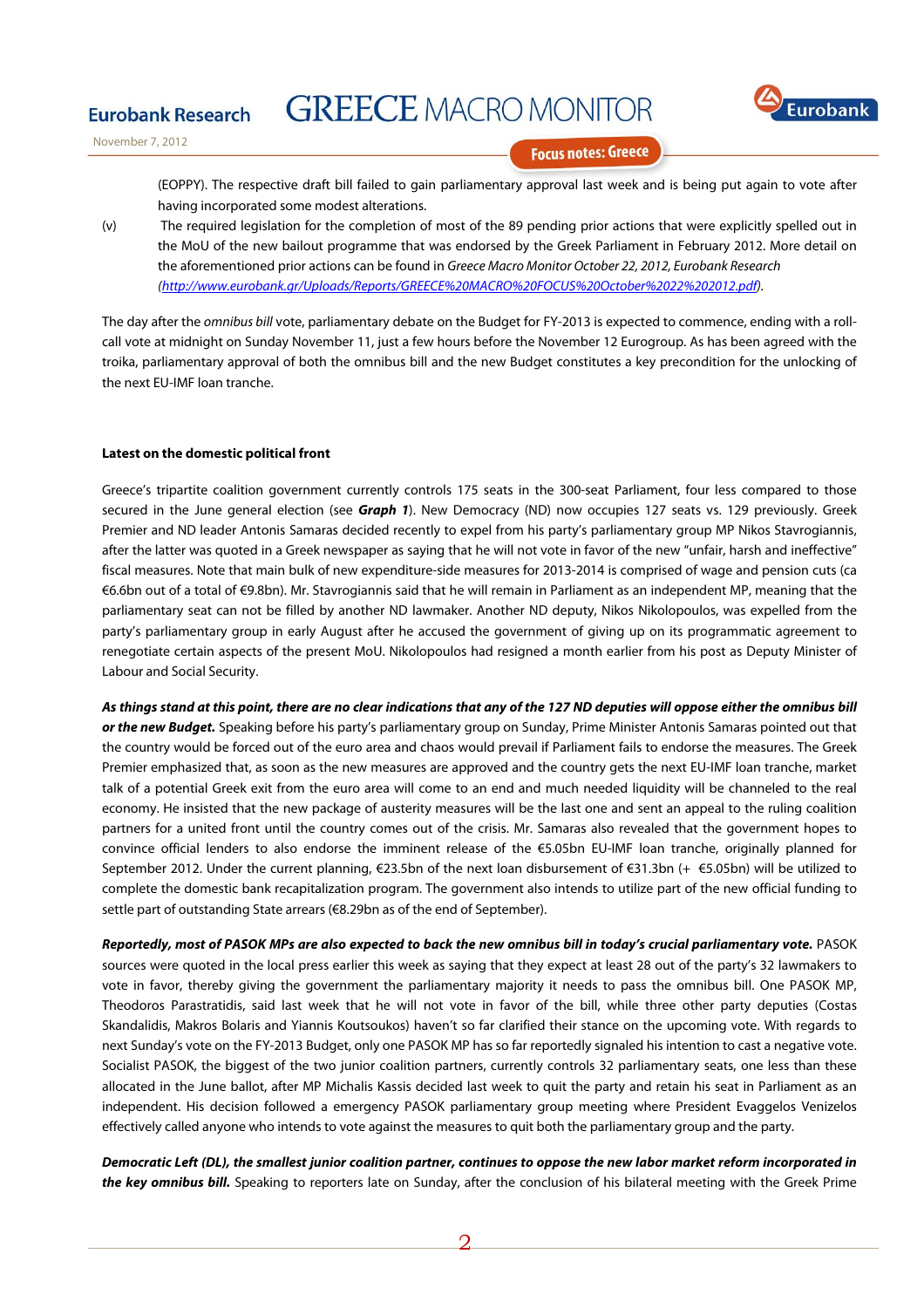(EOPPY). The respective draft bill failed to gain parliamentary approval last week and is being put again to vote after having incorporated some modest alterations.

(v) The required legislation for the completion of most of the 89 pending prior actions that were explicitly spelled out in the MoU of the new bailout programme that was endorsed by the Greek Parliament in February 2012. More detail on the aforementioned prior actions can be found in *Greece Macro Monitor October 22, 2012, Eurobank Research (http://www.eurobank.gr/Uploads/Reports/GREECE%20MACRO%20FOCUS%20October%2022%202012.pdf)*.

The day after the *omnibus bill* vote, parliamentary debate on the Budget for FY-2013 is expected to commence, ending with a roll-call vote at midnight on Sunday November 11, just a few hours before the November 12 Eurogroup. As has been agreed with the troika, parliamentary approval of both the omnibus bill and the new Budget constitutes a key precondition for the unlocking of the next EU-IMF loan tranche.

**Latest on the domestic political front**

Greece's tripartite coalition government currently controls 175 seats in the 300-seat Parliament, four less compared to those secured in the June general election (see ***Graph 1***). New Democracy (ND) now occupies 127 seats vs. 129 previously. Greek Premier and ND leader Antonis Samaras decided recently to expel from his party's parliamentary group MP Nikos Stavrogiannis, after the latter was quoted in a Greek newspaper as saying that he will not vote in favor of the new "unfair, harsh and ineffective" fiscal measures. Note that main bulk of new expenditure-side measures for 2013-2014 is comprised of wage and pension cuts (ca €6.6bn out of a total of €9.8bn). Mr. Stavrogiannis said that he will remain in Parliament as an independent MP, meaning that the parliamentary seat can not be filled by another ND lawmaker. Another ND deputy, Nikos Nikolopoulos, was expelled from the party's parliamentary group in early August after he accused the government of giving up on its programmatic agreement to renegotiate certain aspects of the present MoU. Nikolopoulos had resigned a month earlier from his post as Deputy Minister of Labour and Social Security.

***As things stand at this point, there are no clear indications that any of the 127 ND deputies will oppose either the omnibus bill or the new Budget.*** Speaking before his party's parliamentary group on Sunday, Prime Minister Antonis Samaras pointed out that the country would be forced out of the euro area and chaos would prevail if Parliament fails to endorse the measures. The Greek Premier emphasized that, as soon as the new measures are approved and the country gets the next EU-IMF loan tranche, market talk of a potential Greek exit from the euro area will come to an end and much needed liquidity will be channeled to the real economy. He insisted that the new package of austerity measures will be the last one and sent an appeal to the ruling coalition partners for a united front until the country comes out of the crisis. Mr. Samaras also revealed that the government hopes to convince official lenders to also endorse the imminent release of the €5.05bn EU-IMF loan tranche, originally planned for September 2012. Under the current planning, €23.5bn of the next loan disbursement of €31.3bn (+ €5.05bn) will be utilized to complete the domestic bank recapitalization program. The government also intends to utilize part of the new official funding to settle part of outstanding State arrears (€8.29bn as of the end of September).

***Reportedly, most of PASOK MPs are also expected to back the new omnibus bill in today's crucial parliamentary vote.*** PASOK sources were quoted in the local press earlier this week as saying that they expect at least 28 out of the party's 32 lawmakers to vote in favor, thereby giving the government the parliamentary majority it needs to pass the omnibus bill. One PASOK MP, Theodoros Parastratidis, said last week that he will not vote in favor of the bill, while three other party deputies (Costas Skandalidis, Makros Bolaris and Yiannis Koutsoukos) haven't so far clarified their stance on the upcoming vote. With regards to next Sunday's vote on the FY-2013 Budget, only one PASOK MP has so far reportedly signaled his intention to cast a negative vote. Socialist PASOK, the biggest of the two junior coalition partners, currently controls 32 parliamentary seats, one less than these allocated in the June ballot, after MP Michalis Kassis decided last week to quit the party and retain his seat in Parliament as an independent. His decision followed a emergency PASOK parliamentary group meeting where President Evaggelos Venizelos effectively called anyone who intends to vote against the measures to quit both the parliamentary group and the party.

***Democratic Left (DL), the smallest junior coalition partner, continues to oppose the new labor market reform incorporated in the key omnibus bill.*** Speaking to reporters late on Sunday, after the conclusion of his bilateral meeting with the Greek Prime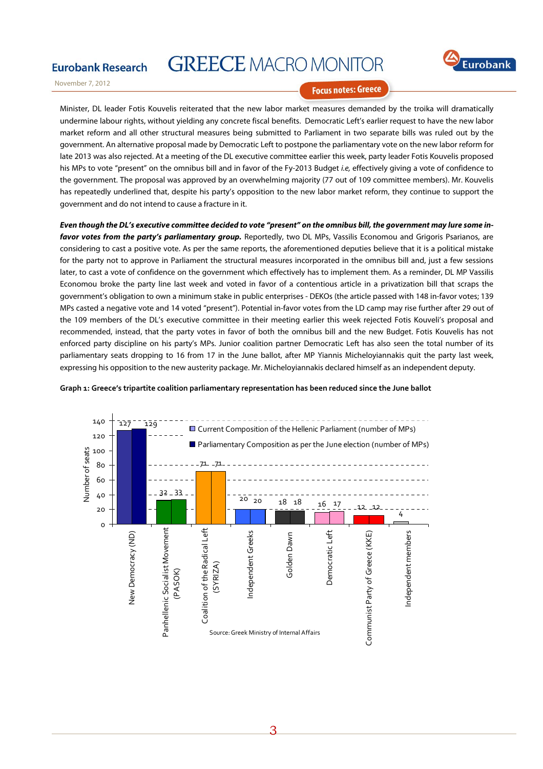Minister, DL leader Fotis Kouvelis reiterated that the new labor market measures demanded by the troika will dramatically undermine labour rights, without yielding any concrete fiscal benefits. Democratic Left's earlier request to have the new labor market reform and all other structural measures being submitted to Parliament in two separate bills was ruled out by the government. An alternative proposal made by Democratic Left to postpone the parliamentary vote on the new labor reform for late 2013 was also rejected. At a meeting of the DL executive committee earlier this week, party leader Fotis Kouvelis proposed his MPs to vote "present" on the omnibus bill and in favor of the Fy-2013 Budget *i.e,* effectively giving a vote of confidence to the government. The proposal was approved by an overwhelming majority (77 out of 109 committee members). Mr. Kouvelis has repeatedly underlined that, despite his party's opposition to the new labor market reform, they continue to support the government and do not intend to cause a fracture in it.

***Even though the DL's executive committee decided to vote "present" on the omnibus bill, the government may lure some in-favor votes from the party's parliamentary group.*** Reportedly, two DL MPs, Vassilis Economou and Grigoris Psarianos, are considering to cast a positive vote. As per the same reports, the aforementioned deputies believe that it is a political mistake for the party not to approve in Parliament the structural measures incorporated in the omnibus bill and, just a few sessions later, to cast a vote of confidence on the government which effectively has to implement them. As a reminder, DL MP Vassilis Economou broke the party line last week and voted in favor of a contentious article in a privatization bill that scraps the government's obligation to own a minimum stake in public enterprises - DEKOs (the article passed with 148 in-favor votes; 139 MPs casted a negative vote and 14 voted "present"). Potential in-favor votes from the LD camp may rise further after 29 out of the 109 members of the DL's executive committee in their meeting earlier this week rejected Fotis Kouveli's proposal and recommended, instead, that the party votes in favor of both the omnibus bill and the new Budget. Fotis Kouvelis has not enforced party discipline on his party's MPs. Junior coalition partner Democratic Left has also seen the total number of its parliamentary seats dropping to 16 from 17 in the June ballot, after MP Yiannis Micheloyiannakis quit the party last week, expressing his opposition to the new austerity package. Mr. Micheloyiannakis declared himself as an independent deputy.

**Graph 1: Greece's tripartite coalition parliamentary representation has been reduced since the June ballot**

| Party | Current Composition of the Hellenic Parliament (number of MPs) | Parliamentary Composition as per the June election (number of MPs) |
|---|---|---|
| New Democracy (ND) | 127 | 129 |
| Panhellenic Socialist Movement (PASOK) | 32 | 33 |
| Coalition of the Radical Left (SYRIZA) | 71 | 71 |
| Independent Greeks | 20 | 20 |
| Golden Dawn | 18 | 18 |
| Democratic Left | 16 | 17 |
| Communist Party of Greece (KKE) | 12 | 12 |
| Independent members | 4 | |

Source: Greek Ministry of Internal Affairs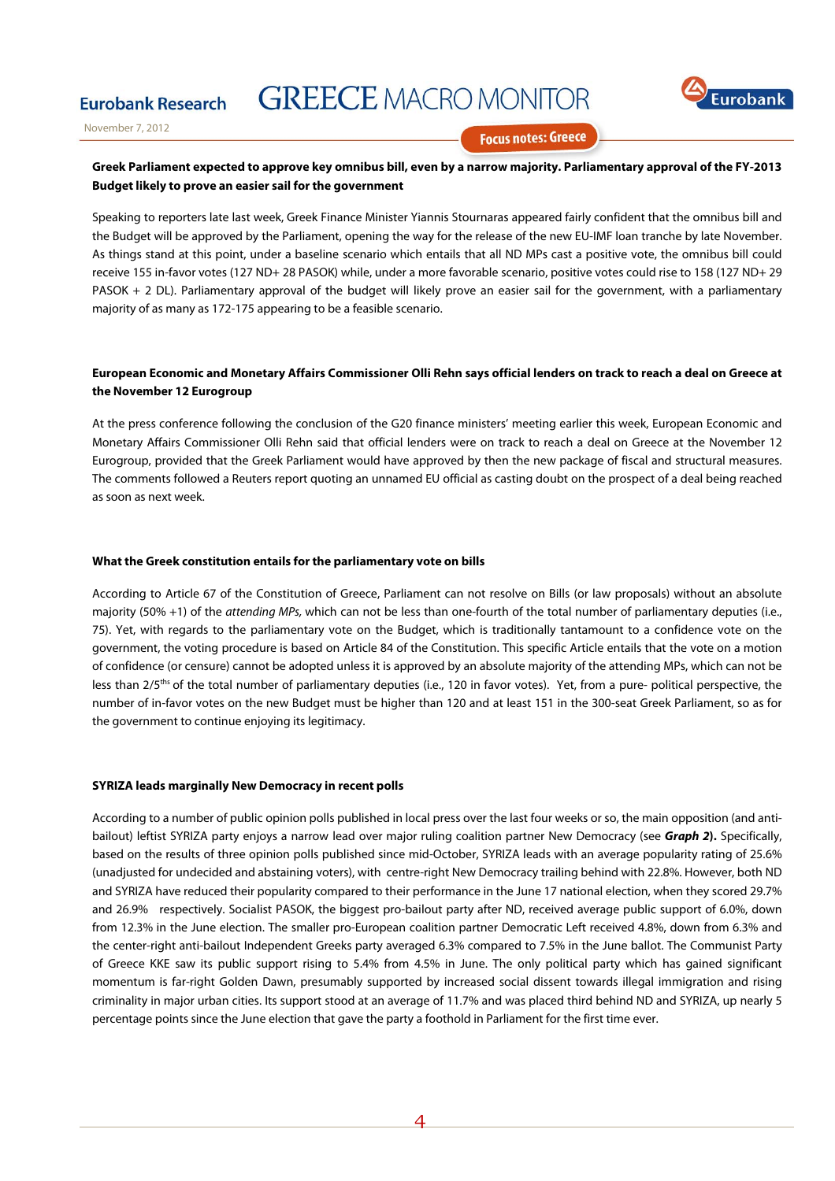**Greek Parliament expected to approve key omnibus bill, even by a narrow majority. Parliamentary approval of the FY-2013 Budget likely to prove an easier sail for the government**

Speaking to reporters late last week, Greek Finance Minister Yiannis Stournaras appeared fairly confident that the omnibus bill and the Budget will be approved by the Parliament, opening the way for the release of the new EU-IMF loan tranche by late November. As things stand at this point, under a baseline scenario which entails that all ND MPs cast a positive vote, the omnibus bill could receive 155 in-favor votes (127 ND+ 28 PASOK) while, under a more favorable scenario, positive votes could rise to 158 (127 ND+ 29 PASOK + 2 DL). Parliamentary approval of the budget will likely prove an easier sail for the government, with a parliamentary majority of as many as 172-175 appearing to be a feasible scenario.

**European Economic and Monetary Affairs Commissioner Olli Rehn says official lenders on track to reach a deal on Greece at the November 12 Eurogroup**

At the press conference following the conclusion of the G20 finance ministers' meeting earlier this week, European Economic and Monetary Affairs Commissioner Olli Rehn said that official lenders were on track to reach a deal on Greece at the November 12 Eurogroup, provided that the Greek Parliament would have approved by then the new package of fiscal and structural measures. The comments followed a Reuters report quoting an unnamed EU official as casting doubt on the prospect of a deal being reached as soon as next week.

**What the Greek constitution entails for the parliamentary vote on bills**

According to Article 67 of the Constitution of Greece, Parliament can not resolve on Bills (or law proposals) without an absolute majority (50% +1) of the *attending MPs,* which can not be less than one-fourth of the total number of parliamentary deputies (i.e., 75). Yet, with regards to the parliamentary vote on the Budget, which is traditionally tantamount to a confidence vote on the government, the voting procedure is based on Article 84 of the Constitution. This specific Article entails that the vote on a motion of confidence (or censure) cannot be adopted unless it is approved by an absolute majority of the attending MPs, which can not be less than 2/5[ths] of the total number of parliamentary deputies (i.e., 120 in favor votes). Yet, from a pure- political perspective, the number of in-favor votes on the new Budget must be higher than 120 and at least 151 in the 300-seat Greek Parliament, so as for the government to continue enjoying its legitimacy.

**SYRIZA leads marginally New Democracy in recent polls**

According to a number of public opinion polls published in local press over the last four weeks or so, the main opposition (and anti-bailout) leftist SYRIZA party enjoys a narrow lead over major ruling coalition partner New Democracy (see ***Graph 2*). Specifically, based on the results of three opinion polls published since mid-October, SYRIZA leads with an average popularity rating of 25.6% (unadjusted for undecided and abstaining voters), with centre-right New Democracy trailing behind with 22.8%. However, both ND and SYRIZA have reduced their popularity compared to their performance in the June 17 national election, when they scored 29.7% and 26.9% respectively. Socialist PASOK, the biggest pro-bailout party after ND, received average public support of 6.0%, down from 12.3% in the June election. The smaller pro-European coalition partner Democratic Left received 4.8%, down from 6.3% and the center-right anti-bailout Independent Greeks party averaged 6.3% compared to 7.5% in the June ballot. The Communist Party of Greece KKE saw its public support rising to 5.4% from 4.5% in June. The only political party which has gained significant momentum is far-right Golden Dawn, presumably supported by increased social dissent towards illegal immigration and rising criminality in major urban cities. Its support stood at an average of 11.7% and was placed third behind ND and SYRIZA, up nearly 5 percentage points since the June election that gave the party a foothold in Parliament for the first time ever.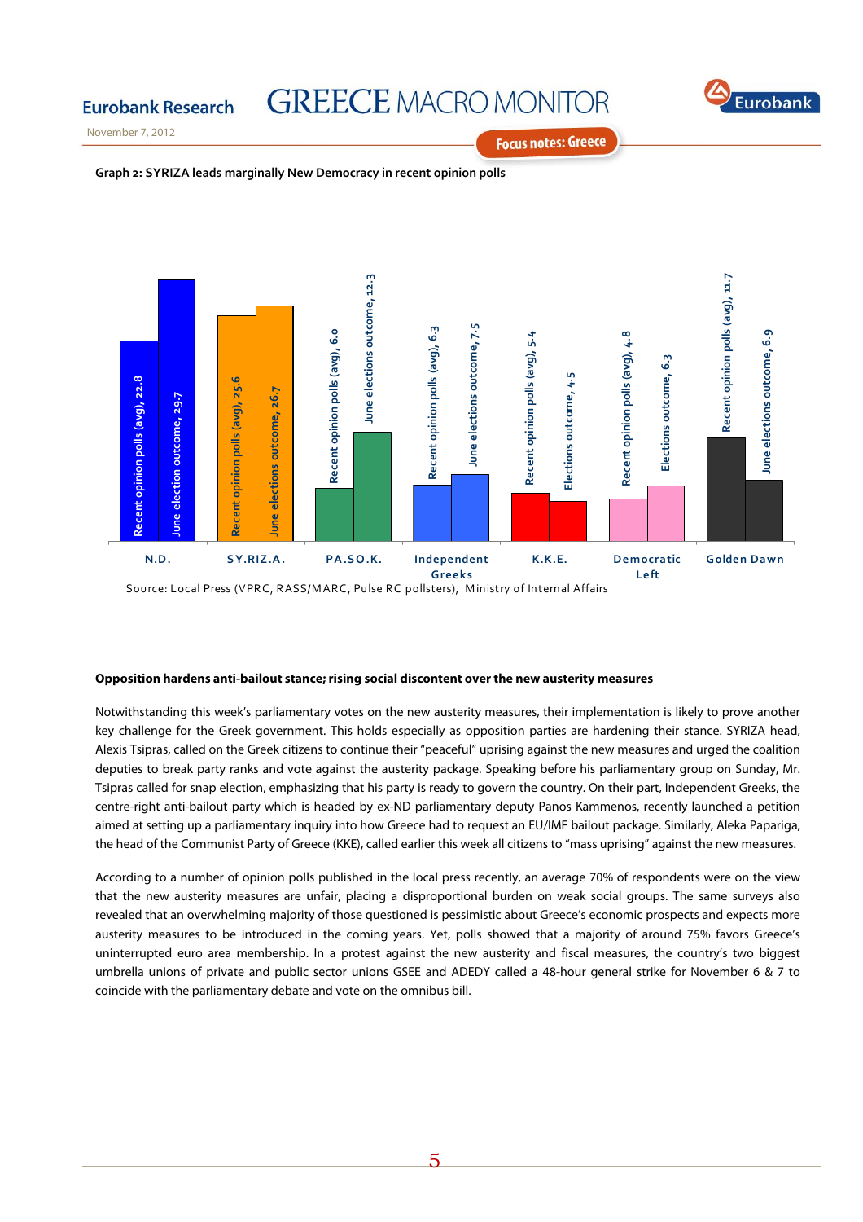**Graph 2: SYRIZA leads marginally New Democracy in recent opinion polls**

| Party | Recent opinion polls (avg) | June elections outcome |
|---|---|---|
| N.D. | 22.8 | 29.7 |
| SY.RIZ.A. | 25.6 | 26.7 |
| PA.SO.K. | 6.0 | 12.3 |
| Independent Greeks | 6.3 | 7.5 |
| K.K.E. | 5.4 | 4.5 |
| Democratic Left | 4.8 | 6.3 |
| Golden Dawn | 11.7 | 6.9 |

Source: Local Press (VPRC, RASS/MARC, Pulse RC pollsters), Ministry of Internal Affairs

**Opposition hardens anti-bailout stance; rising social discontent over the new austerity measures**

Notwithstanding this week's parliamentary votes on the new austerity measures, their implementation is likely to prove another key challenge for the Greek government. This holds especially as opposition parties are hardening their stance. SYRIZA head, Alexis Tsipras, called on the Greek citizens to continue their "peaceful" uprising against the new measures and urged the coalition deputies to break party ranks and vote against the austerity package. Speaking before his parliamentary group on Sunday, Mr. Tsipras called for snap election, emphasizing that his party is ready to govern the country. On their part, Independent Greeks, the centre-right anti-bailout party which is headed by ex-ND parliamentary deputy Panos Kammenos, recently launched a petition aimed at setting up a parliamentary inquiry into how Greece had to request an EU/IMF bailout package. Similarly, Aleka Papariga, the head of the Communist Party of Greece (KKE), called earlier this week all citizens to "mass uprising" against the new measures.

According to a number of opinion polls published in the local press recently, an average 70% of respondents were on the view that the new austerity measures are unfair, placing a disproportional burden on weak social groups. The same surveys also revealed that an overwhelming majority of those questioned is pessimistic about Greece's economic prospects and expects more austerity measures to be introduced in the coming years. Yet, polls showed that a majority of around 75% favors Greece's uninterrupted euro area membership. In a protest against the new austerity and fiscal measures, the country's two biggest umbrella unions of private and public sector unions GSEE and ADEDY called a 48-hour general strike for November 6 & 7 to coincide with the parliamentary debate and vote on the omnibus bill.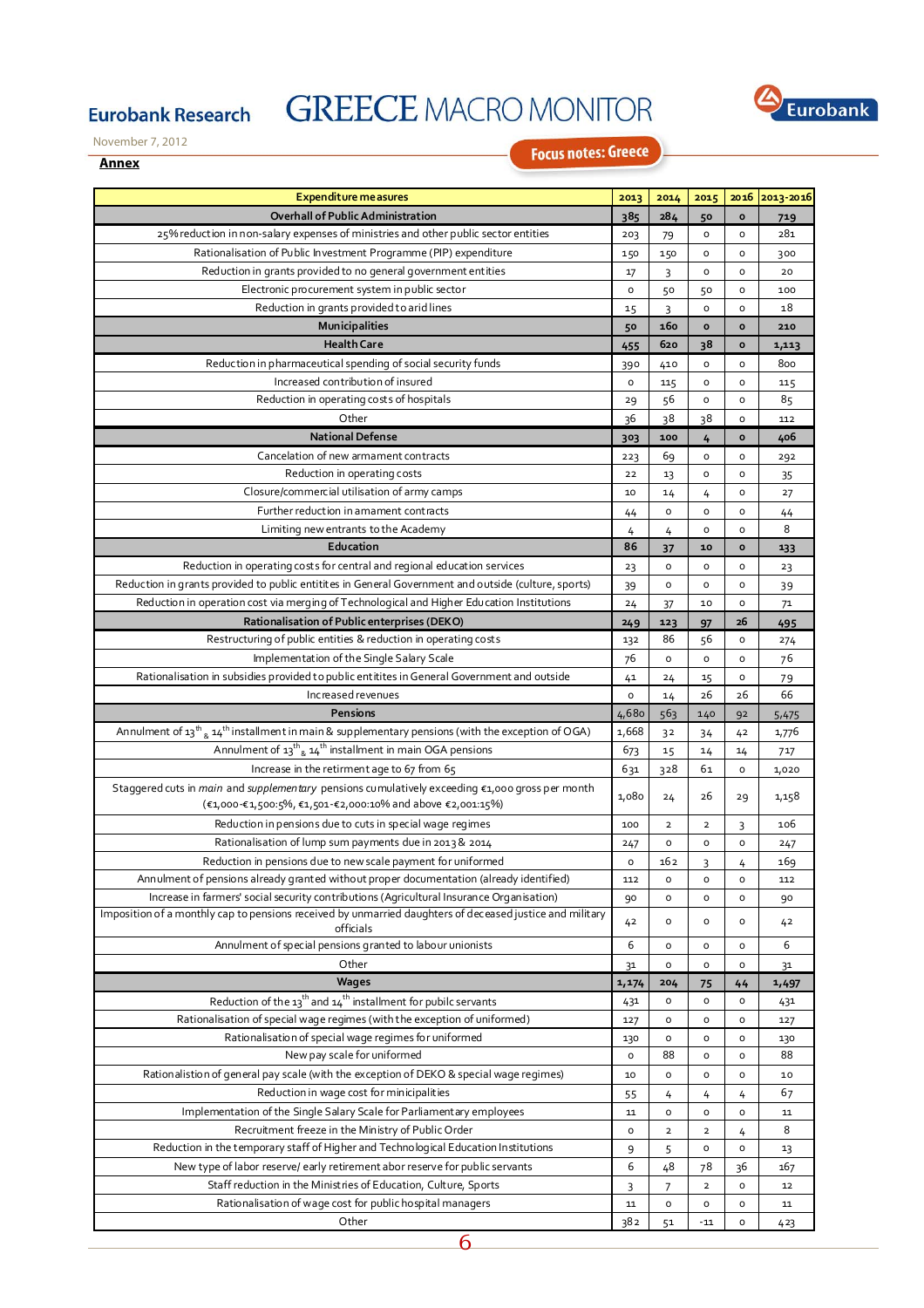**Annex**

| Expenditure measures | 2013 | 2014 | 2015 | 2016 | 2013-2016 |
|---|---|---|---|---|---|
| **Overhall of Public Administration** | **385** | **284** | **50** | **0** | **719** |
| 25% reduction in non-salary expenses of ministries and other public sector entities | 203 | 79 | 0 | 0 | 281 |
| Rationalisation of Public Investment Programme (PIP) expenditure | 150 | 150 | 0 | 0 | 300 |
| Reduction in grants provided to no general government entities | 17 | 3 | 0 | 0 | 20 |
| Electronic procurement system in public sector | 0 | 50 | 50 | 0 | 100 |
| Reduction in grants provided to arid lines | 15 | 3 | 0 | 0 | 18 |
| **Municipalities** | **50** | **160** | **0** | **0** | **210** |
| **Health Care** | **455** | **620** | **38** | **0** | **1,113** |
| Reduction in pharmaceutical spending of social security funds | 390 | 410 | 0 | 0 | 800 |
| Increased contribution of insured | 0 | 115 | 0 | 0 | 115 |
| Reduction in operating costs of hospitals | 29 | 56 | 0 | 0 | 85 |
| Other | 36 | 38 | 38 | 0 | 112 |
| **National Defense** | **303** | **100** | **4** | **0** | **406** |
| Cancelation of new armament contracts | 223 | 69 | 0 | 0 | 292 |
| Reduction in operating costs | 22 | 13 | 0 | 0 | 35 |
| Closure/commercial utilisation of army camps | 10 | 14 | 4 | 0 | 27 |
| Further reduction in amament contracts | 44 | 0 | 0 | 0 | 44 |
| Limiting new entrants to the Academy | 4 | 4 | 0 | 0 | 8 |
| **Education** | **86** | **37** | **10** | **0** | **133** |
| Reduction in operating costs for central and regional education services | 23 | 0 | 0 | 0 | 23 |
| Reduction in grants provided to public entitites in General Government and outside (culture, sports) | 39 | 0 | 0 | 0 | 39 |
| Reduction in operation cost via merging of Technological and Higher Education Institutions | 24 | 37 | 10 | 0 | 71 |
| **Rationalisation of Public enterprises (DEKO)** | **249** | **123** | **97** | **26** | **495** |
| Restructuring of public entities & reduction in operating costs | 132 | 86 | 56 | 0 | 274 |
| Implementation of the Single Salary Scale | 76 | 0 | 0 | 0 | 76 |
| Rationalisation in subsidies provided to public entitites in General Government and outside | 41 | 24 | 15 | 0 | 79 |
| Increased revenues | 0 | 14 | 26 | 26 | 66 |
| **Pensions** | **4,680** | **563** | **140** | **92** | **5,475** |
| Annulment of 13th & 14th installment in main & supplementary pensions (with the exception of OGA) | 1,668 | 32 | 34 | 42 | 1,776 |
| Annulment of 13th & 14th installment in main OGA pensions | 673 | 15 | 14 | 14 | 717 |
| Increase in the retirment age to 67 from 65 | 631 | 328 | 61 | 0 | 1,020 |
| Staggered cuts in *main* and *supplementary* pensions cumulatively exceeding €1,000 gross per month (€1,000-€1,500:5%, €1,501-€2,000:10% and above €2,001:15%) | 1,080 | 24 | 26 | 29 | 1,158 |
| Reduction in pensions due to cuts in special wage regimes | 100 | 2 | 2 | 3 | 106 |
| Rationalisation of lump sum payments due in 2013 & 2014 | 247 | 0 | 0 | 0 | 247 |
| Reduction in pensions due to new scale payment for uniformed | 0 | 162 | 3 | 4 | 169 |
| Annulment of pensions already granted without proper documentation (already identified) | 112 | 0 | 0 | 0 | 112 |
| Increase in farmers' social security contributions (Agricultural Insurance Organisation) | 90 | 0 | 0 | 0 | 90 |
| Imposition of a monthly cap to pensions received by unmarried daughters of deceased justice and military officials | 42 | 0 | 0 | 0 | 42 |
| Annulment of special pensions granted to labour unionists | 6 | 0 | 0 | 0 | 6 |
| Other | 31 | 0 | 0 | 0 | 31 |
| **Wages** | **1,174** | **204** | **75** | **44** | **1,497** |
| Reduction of the 13th and 14th installment for pubilc servants | 431 | 0 | 0 | 0 | 431 |
| Rationalisation of special wage regimes (with the exception of uniformed) | 127 | 0 | 0 | 0 | 127 |
| Rationalisation of special wage regimes for uniformed | 130 | 0 | 0 | 0 | 130 |
| New pay scale for uniformed | 0 | 88 | 0 | 0 | 88 |
| Rationalistion of general pay scale (with the exception of DEKO & special wage regimes) | 10 | 0 | 0 | 0 | 10 |
| Reduction in wage cost for minicipalities | 55 | 4 | 4 | 4 | 67 |
| Implementation of the Single Salary Scale for Parliamentary employees | 11 | 0 | 0 | 0 | 11 |
| Recruitment freeze in the Ministry of Public Order | 0 | 2 | 2 | 4 | 8 |
| Reduction in the temporary staff of Higher and Technological Education Institutions | 9 | 5 | 0 | 0 | 13 |
| New type of labor reserve/ early retirement abor reserve for public servants | 6 | 48 | 78 | 36 | 167 |
| Staff reduction in the Ministries of Education, Culture, Sports | 3 | 7 | 2 | 0 | 12 |
| Rationalisation of wage cost for public hospital managers | 11 | 0 | 0 | 0 | 11 |
| Other | 382 | 51 | -11 | 0 | 423 |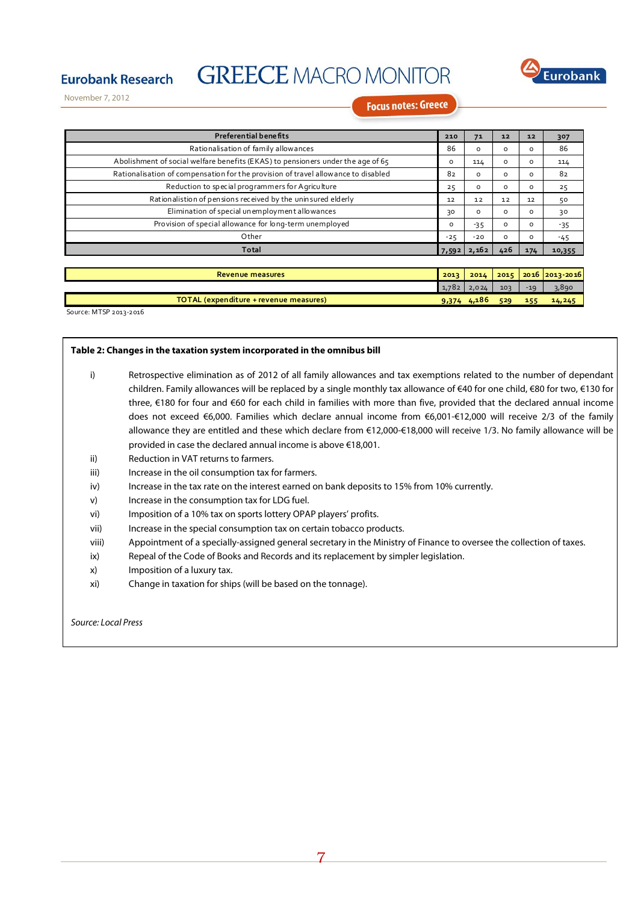| Preferential benefits | 210 | 71 | 12 | 12 | 307 |
|---|---|---|---|---|---|
| Rationalisation of family allowances | 86 | 0 | 0 | 0 | 86 |
| Abolishment of social welfare benefits (EKAS) to pensioners under the age of 65 | 0 | 114 | 0 | 0 | 114 |
| Rationalisation of compensation for the provision of travel allowance to disabled | 82 | 0 | 0 | 0 | 82 |
| Reduction to special programmers for Agriculture | 25 | 0 | 0 | 0 | 25 |
| Rationalistion of pensions received by the uninsured elderly | 12 | 12 | 12 | 12 | 50 |
| Elimination of special unemployment allowances | 30 | 0 | 0 | 0 | 30 |
| Provision of special allowance for long-term unemployed | 0 | -35 | 0 | 0 | -35 |
| Other | -25 | -20 | 0 | 0 | -45 |
| **Total** | 7,592 | 2,162 | 426 | 174 | 10,355 |

| Revenue measures | 2013 | 2014 | 2015 | 2016 | 2013-2016 |
|---|---|---|---|---|---|
| | 1,782 | 2,024 | 103 | -19 | 3,890 |
| **TOTAL (expenditure + revenue measures)** | 9,374 | 4,186 | 529 | 155 | 14,245 |

Source: MTSP 2013-2016

**Table 2: Changes in the taxation system incorporated in the omnibus bill**

i) Retrospective elimination as of 2012 of all family allowances and tax exemptions related to the number of dependant children. Family allowances will be replaced by a single monthly tax allowance of €40 for one child, €80 for two, €130 for three, €180 for four and €60 for each child in families with more than five, provided that the declared annual income does not exceed €6,000. Families which declare annual income from €6,001-€12,000 will receive 2/3 of the family allowance they are entitled and these which declare from €12,000-€18,000 will receive 1/3. No family allowance will be provided in case the declared annual income is above €18,001.

ii) Reduction in VAT returns to farmers.

iii) Increase in the oil consumption tax for farmers.

iv) Increase in the tax rate on the interest earned on bank deposits to 15% from 10% currently.

v) Increase in the consumption tax for LDG fuel.

vi) Imposition of a 10% tax on sports lottery OPAP players' profits.

vii) Increase in the special consumption tax on certain tobacco products.

viii) Appointment of a specially-assigned general secretary in the Ministry of Finance to oversee the collection of taxes.

ix) Repeal of the Code of Books and Records and its replacement by simpler legislation.

x) Imposition of a luxury tax.

xi) Change in taxation for ships (will be based on the tonnage).

*Source: Local Press*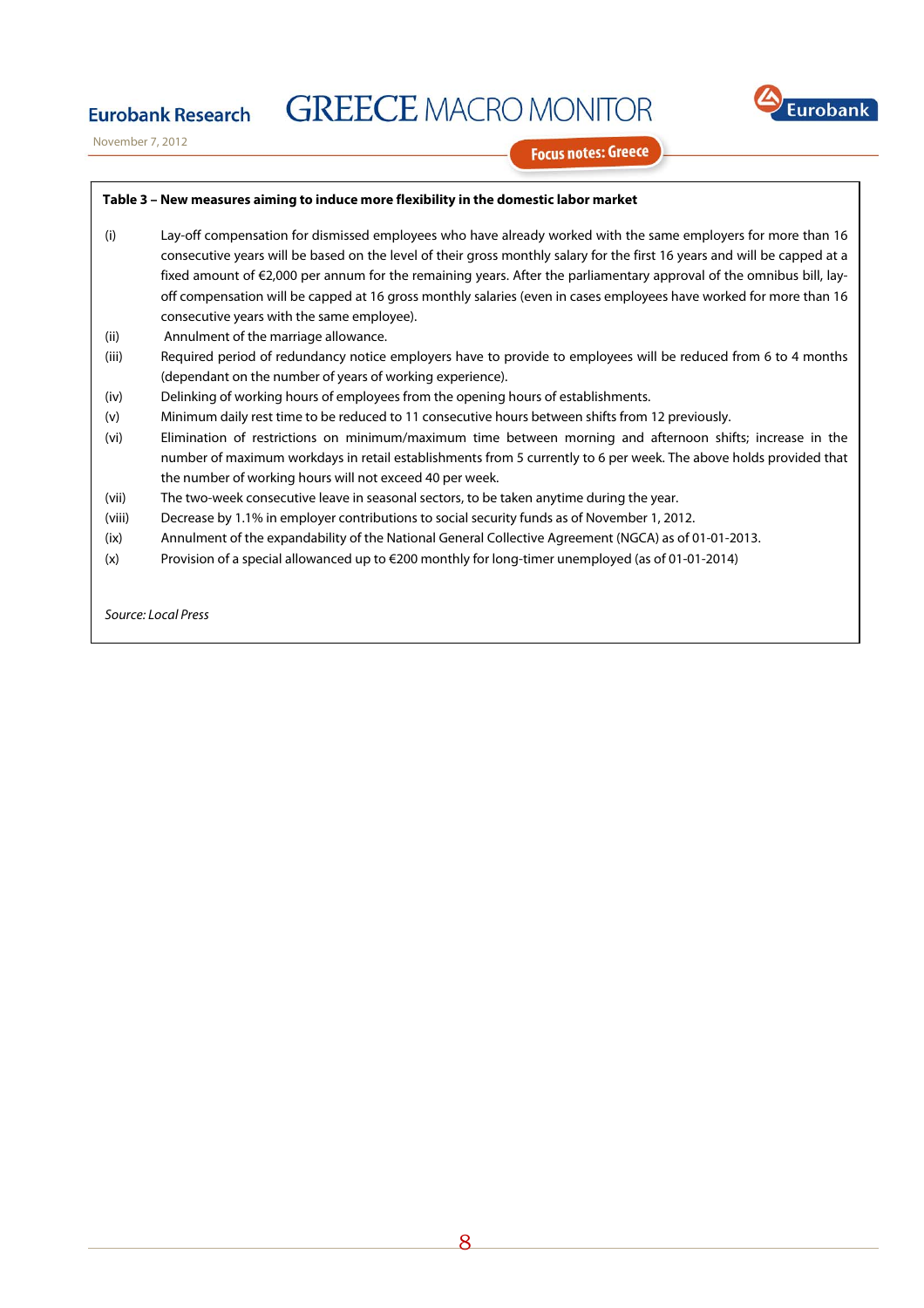**Table 3 – New measures aiming to induce more flexibility in the domestic labor market**

(i) Lay-off compensation for dismissed employees who have already worked with the same employers for more than 16 consecutive years will be based on the level of their gross monthly salary for the first 16 years and will be capped at a fixed amount of €2,000 per annum for the remaining years. After the parliamentary approval of the omnibus bill, lay-off compensation will be capped at 16 gross monthly salaries (even in cases employees have worked for more than 16 consecutive years with the same employee).

(ii) Annulment of the marriage allowance.

(iii) Required period of redundancy notice employers have to provide to employees will be reduced from 6 to 4 months (dependant on the number of years of working experience).

(iv) Delinking of working hours of employees from the opening hours of establishments.

(v) Minimum daily rest time to be reduced to 11 consecutive hours between shifts from 12 previously.

(vi) Elimination of restrictions on minimum/maximum time between morning and afternoon shifts; increase in the number of maximum workdays in retail establishments from 5 currently to 6 per week. The above holds provided that the number of working hours will not exceed 40 per week.

(vii) The two-week consecutive leave in seasonal sectors, to be taken anytime during the year.

(viii) Decrease by 1.1% in employer contributions to social security funds as of November 1, 2012.

(ix) Annulment of the expandability of the National General Collective Agreement (NGCA) as of 01-01-2013.

(x) Provision of a special allowanced up to €200 monthly for long-timer unemployed (as of 01-01-2014)

*Source: Local Press*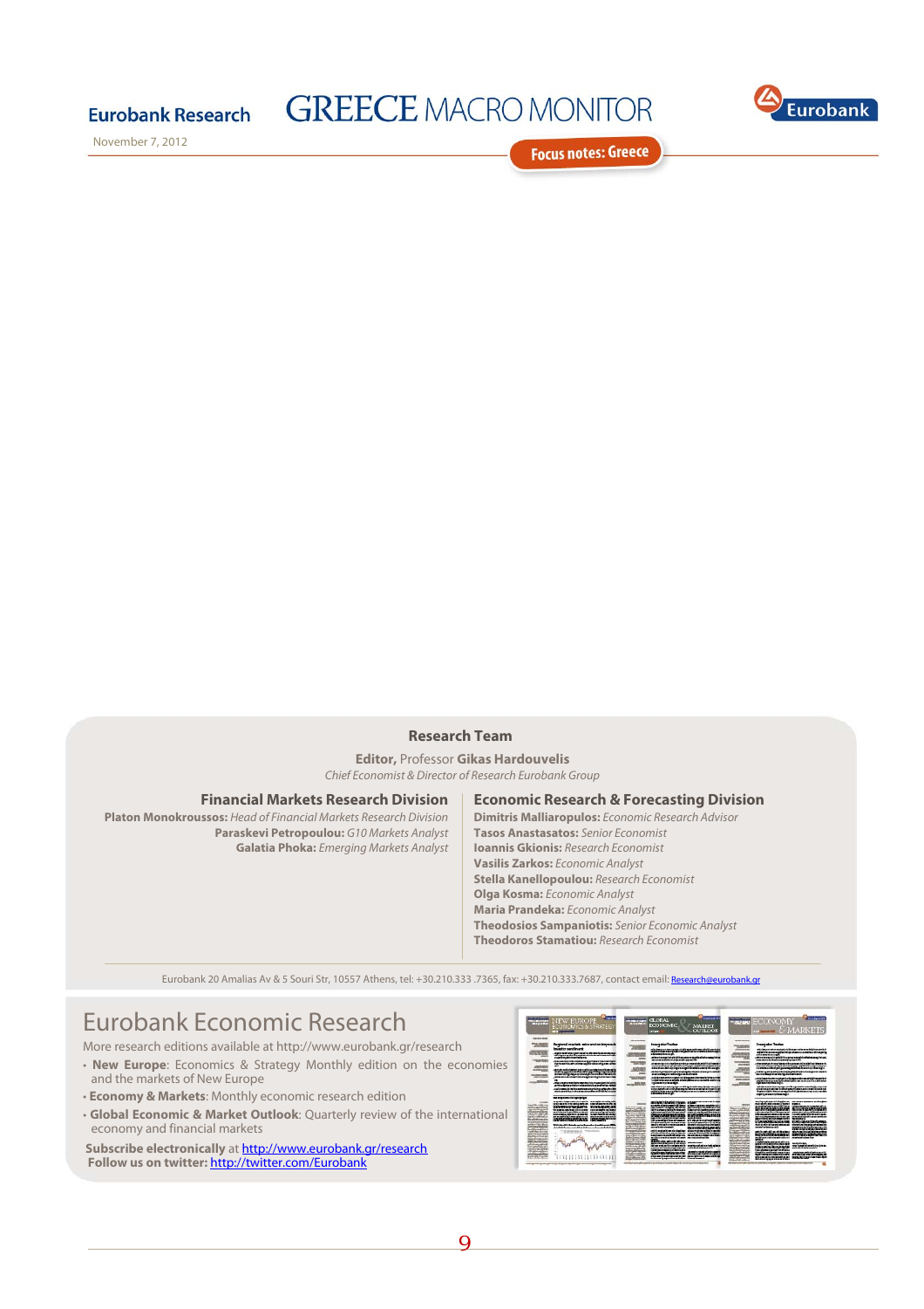## Research Team

**Editor,** Professor **Gikas Hardouvelis**
*Chief Economist & Director of Research Eurobank Group*

### Financial Markets Research Division

**Platon Monokroussos:** *Head of Financial Markets Research Division*
**Paraskevi Petropoulou:** *G10 Markets Analyst*
**Galatia Phoka:** *Emerging Markets Analyst*

### Economic Research & Forecasting Division

**Dimitris Malliaropulos:** *Economic Research Advisor*
**Tasos Anastasatos:** *Senior Economist*
**Ioannis Gkionis:** *Research Economist*
**Vasilis Zarkos:** *Economic Analyst*
**Stella Kanellopoulou:** *Research Economist*
**Olga Kosma:** *Economic Analyst*
**Maria Prandeka:** *Economic Analyst*
**Theodosios Sampaniotis:** *Senior Economic Analyst*
**Theodoros Stamatiou:** *Research Economist*

Eurobank 20 Amalias Av & 5 Souri Str, 10557 Athens, tel: +30.210.333 .7365, fax: +30.210.333.7687, contact email: Research@eurobank.gr

## Eurobank Economic Research

More research editions available at http://www.eurobank.gr/research

- **New Europe**: Economics & Strategy Monthly edition on the economies and the markets of New Europe
- **Economy & Markets**: Monthly economic research edition
- **Global Economic & Market Outlook**: Quarterly review of the international economy and financial markets

**Subscribe electronically** at http://www.eurobank.gr/research
**Follow us on twitter:** http://twitter.com/Eurobank